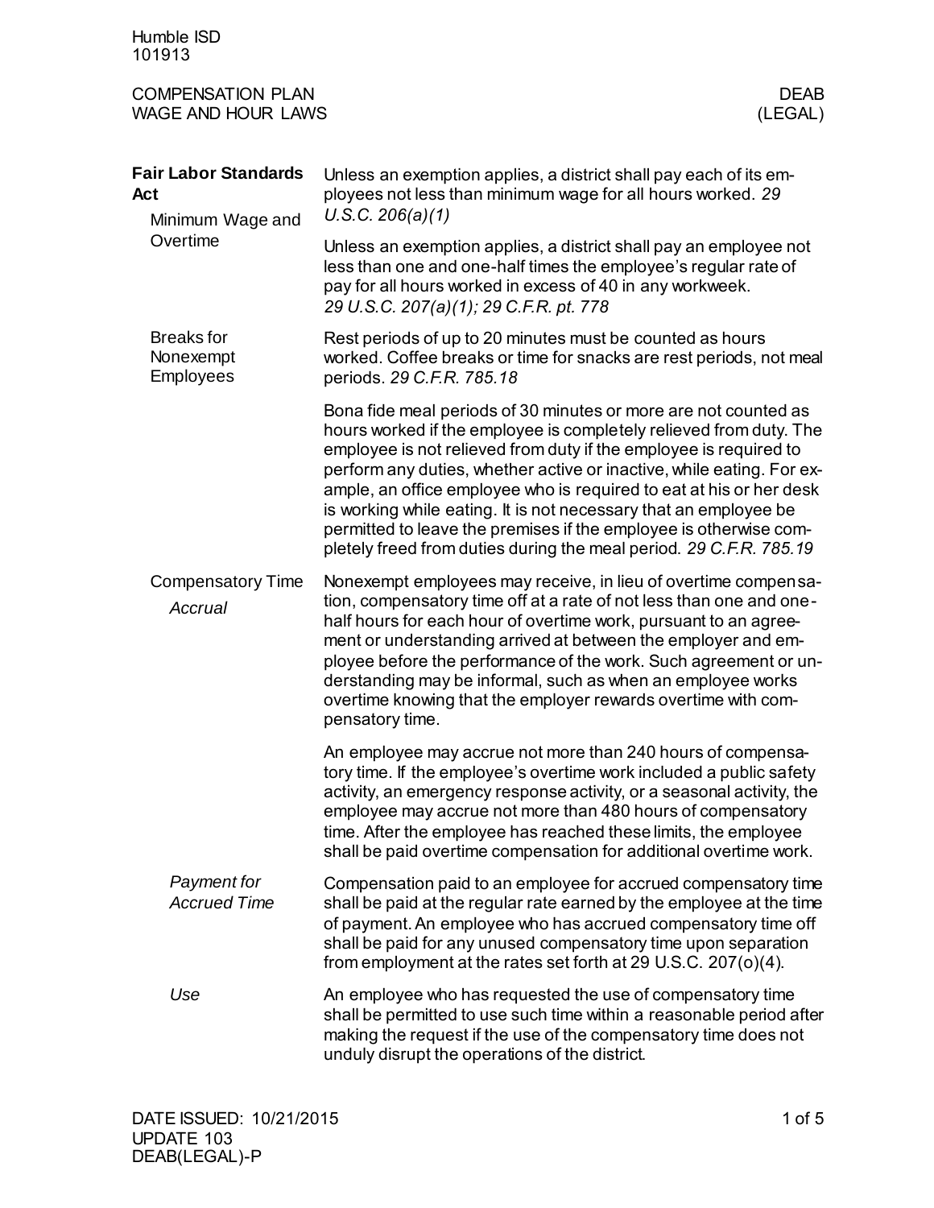Humble ISD
101913

COMPENSATION PLAN
WAGE AND HOUR LAWS

DEAB
(LEGAL)

## Fair Labor Standards Act

### Minimum Wage and Overtime

Unless an exemption applies, a district shall pay each of its employees not less than minimum wage for all hours worked. *29 U.S.C. 206(a)(1)*

Unless an exemption applies, a district shall pay an employee not less than one and one-half times the employee's regular rate of pay for all hours worked in excess of 40 in any workweek. *29 U.S.C. 207(a)(1); 29 C.F.R. pt. 778*

### Breaks for Nonexempt Employees

Rest periods of up to 20 minutes must be counted as hours worked. Coffee breaks or time for snacks are rest periods, not meal periods. *29 C.F.R. 785.18*

Bona fide meal periods of 30 minutes or more are not counted as hours worked if the employee is completely relieved from duty. The employee is not relieved from duty if the employee is required to perform any duties, whether active or inactive, while eating. For example, an office employee who is required to eat at his or her desk is working while eating. It is not necessary that an employee be permitted to leave the premises if the employee is otherwise completely freed from duties during the meal period. *29 C.F.R. 785.19*

### Compensatory Time

#### *Accrual*

Nonexempt employees may receive, in lieu of overtime compensation, compensatory time off at a rate of not less than one and one-half hours for each hour of overtime work, pursuant to an agreement or understanding arrived at between the employer and employee before the performance of the work. Such agreement or understanding may be informal, such as when an employee works overtime knowing that the employer rewards overtime with compensatory time.

An employee may accrue not more than 240 hours of compensatory time. If the employee's overtime work included a public safety activity, an emergency response activity, or a seasonal activity, the employee may accrue not more than 480 hours of compensatory time. After the employee has reached these limits, the employee shall be paid overtime compensation for additional overtime work.

#### *Payment for Accrued Time*

Compensation paid to an employee for accrued compensatory time shall be paid at the regular rate earned by the employee at the time of payment. An employee who has accrued compensatory time off shall be paid for any unused compensatory time upon separation from employment at the rates set forth at 29 U.S.C. 207(o)(4).

#### *Use*

An employee who has requested the use of compensatory time shall be permitted to use such time within a reasonable period after making the request if the use of the compensatory time does not unduly disrupt the operations of the district.

DATE ISSUED: 10/21/2015
UPDATE 103
DEAB(LEGAL)-P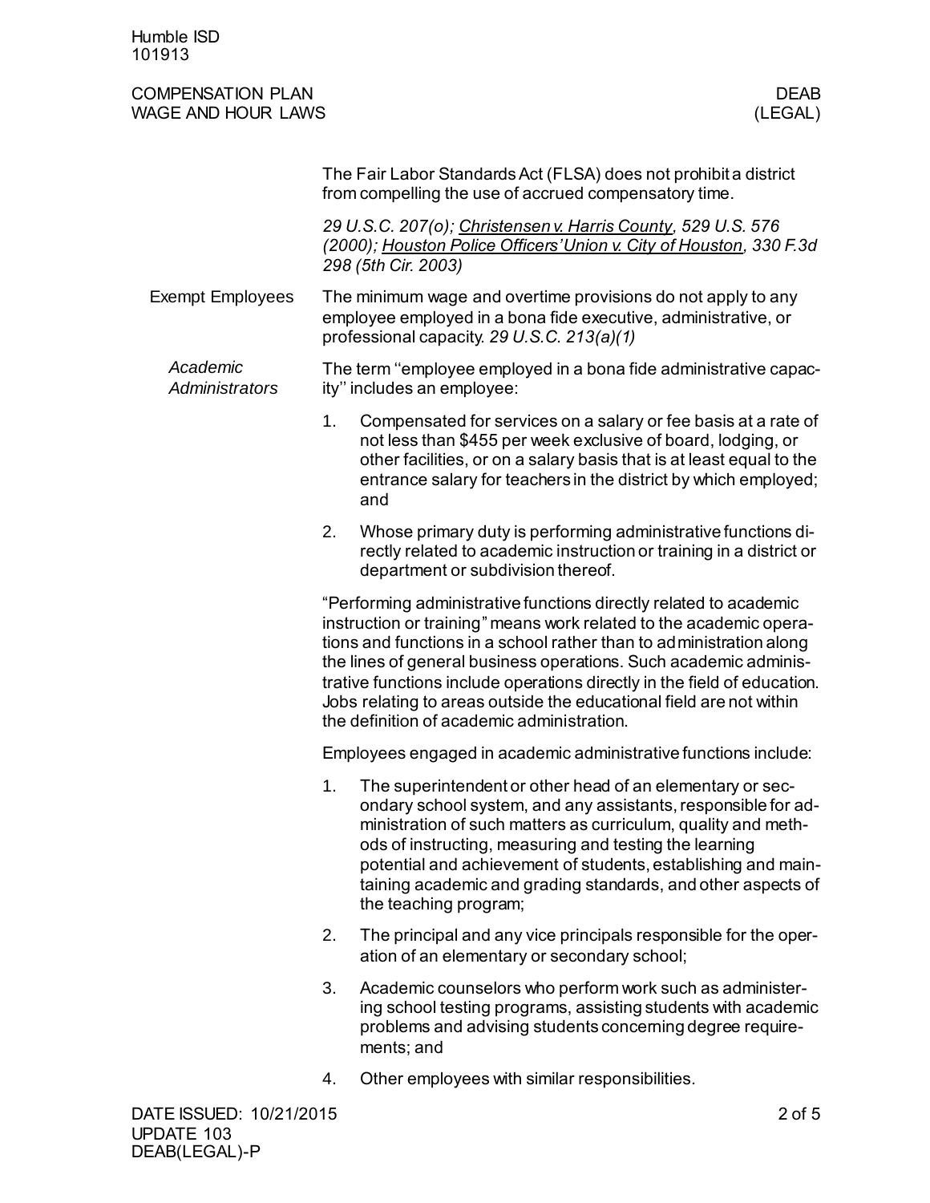The Fair Labor Standards Act (FLSA) does not prohibit a district from compelling the use of accrued compensatory time.

*29 U.S.C. 207(o); Christensen v. Harris County, 529 U.S. 576 (2000); Houston Police Officers' Union v. City of Houston, 330 F.3d 298 (5th Cir. 2003)*

## Exempt Employees

The minimum wage and overtime provisions do not apply to any employee employed in a bona fide executive, administrative, or professional capacity. *29 U.S.C. 213(a)(1)*

### *Academic Administrators*

The term "employee employed in a bona fide administrative capacity" includes an employee:

1. Compensated for services on a salary or fee basis at a rate of not less than $455 per week exclusive of board, lodging, or other facilities, or on a salary basis that is at least equal to the entrance salary for teachers in the district by which employed; and
2. Whose primary duty is performing administrative functions directly related to academic instruction or training in a district or department or subdivision thereof.

"Performing administrative functions directly related to academic instruction or training" means work related to the academic operations and functions in a school rather than to administration along the lines of general business operations. Such academic administrative functions include operations directly in the field of education. Jobs relating to areas outside the educational field are not within the definition of academic administration.

Employees engaged in academic administrative functions include:

1. The superintendent or other head of an elementary or secondary school system, and any assistants, responsible for administration of such matters as curriculum, quality and methods of instructing, measuring and testing the learning potential and achievement of students, establishing and maintaining academic and grading standards, and other aspects of the teaching program;
2. The principal and any vice principals responsible for the operation of an elementary or secondary school;
3. Academic counselors who perform work such as administering school testing programs, assisting students with academic problems and advising students concerning degree requirements; and
4. Other employees with similar responsibilities.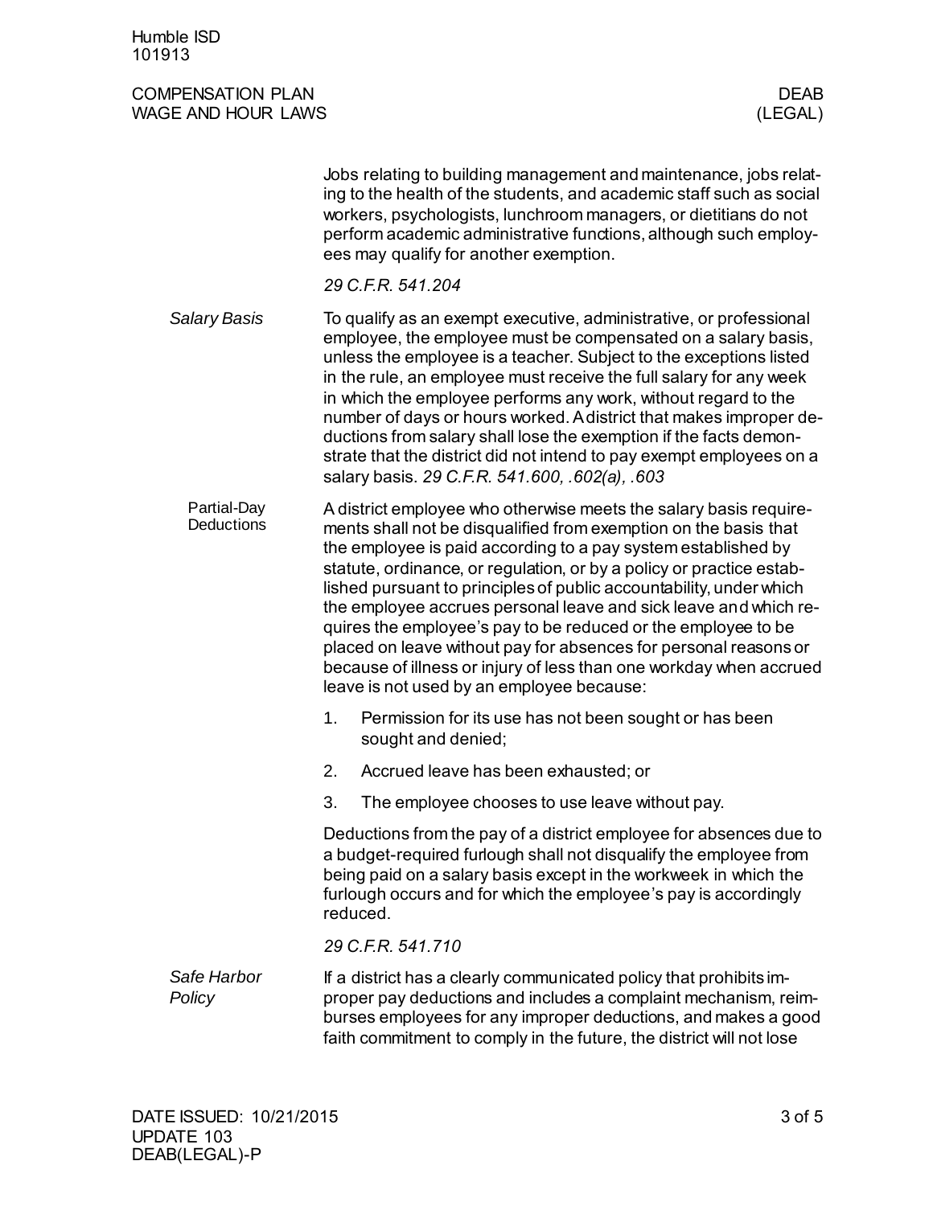Jobs relating to building management and maintenance, jobs relating to the health of the students, and academic staff such as social workers, psychologists, lunchroom managers, or dietitians do not perform academic administrative functions, although such employees may qualify for another exemption.

*29 C.F.R. 541.204*

### *Salary Basis*

To qualify as an exempt executive, administrative, or professional employee, the employee must be compensated on a salary basis, unless the employee is a teacher. Subject to the exceptions listed in the rule, an employee must receive the full salary for any week in which the employee performs any work, without regard to the number of days or hours worked. A district that makes improper deductions from salary shall lose the exemption if the facts demonstrate that the district did not intend to pay exempt employees on a salary basis. *29 C.F.R. 541.600, .602(a), .603*

#### Partial-Day Deductions

A district employee who otherwise meets the salary basis requirements shall not be disqualified from exemption on the basis that the employee is paid according to a pay system established by statute, ordinance, or regulation, or by a policy or practice established pursuant to principles of public accountability, under which the employee accrues personal leave and sick leave and which requires the employee's pay to be reduced or the employee to be placed on leave without pay for absences for personal reasons or because of illness or injury of less than one workday when accrued leave is not used by an employee because:

1. Permission for its use has not been sought or has been sought and denied;
2. Accrued leave has been exhausted; or
3. The employee chooses to use leave without pay.

Deductions from the pay of a district employee for absences due to a budget-required furlough shall not disqualify the employee from being paid on a salary basis except in the workweek in which the furlough occurs and for which the employee's pay is accordingly reduced.

*29 C.F.R. 541.710*

### *Safe Harbor Policy*

If a district has a clearly communicated policy that prohibits improper pay deductions and includes a complaint mechanism, reimburses employees for any improper deductions, and makes a good faith commitment to comply in the future, the district will not lose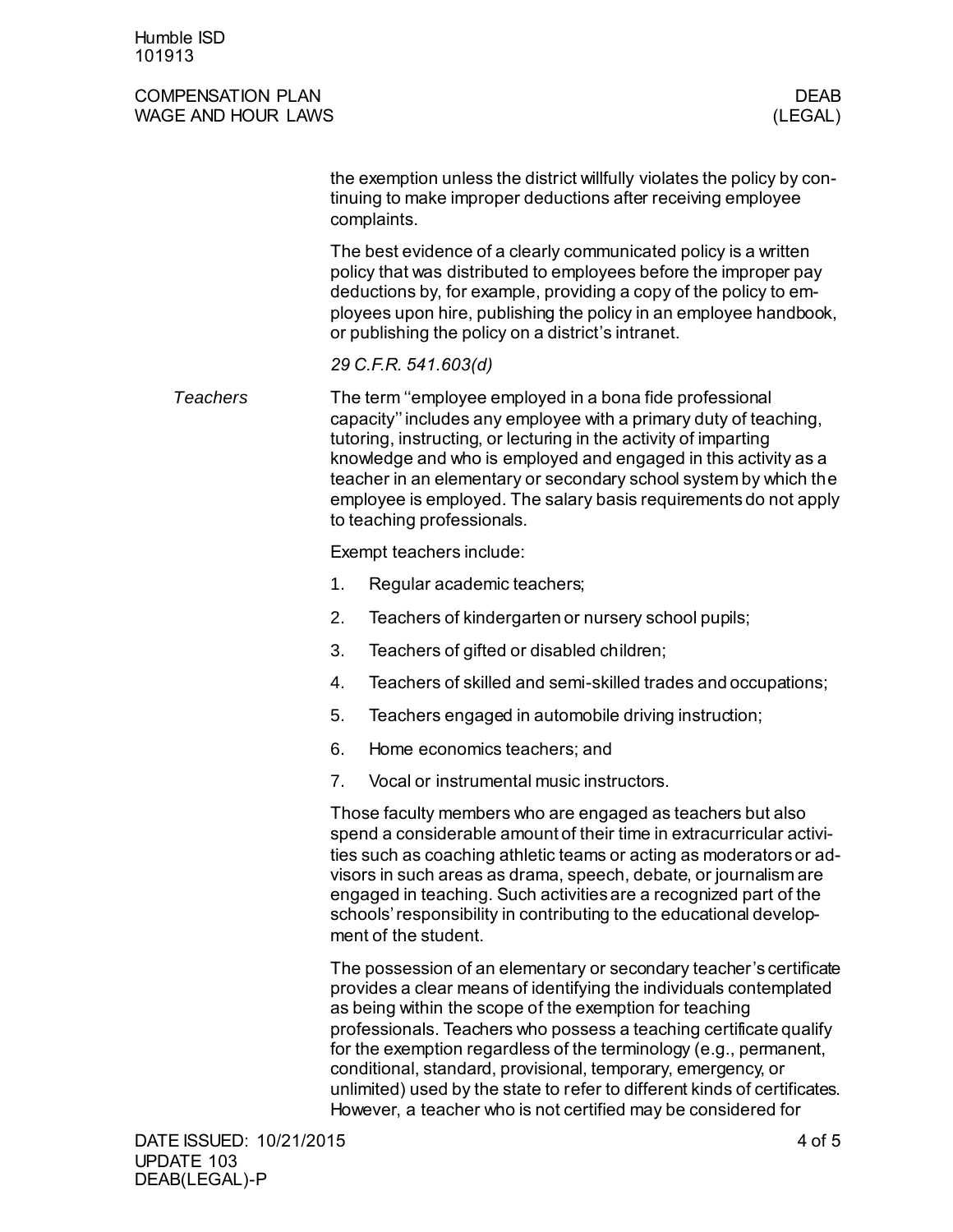the exemption unless the district willfully violates the policy by continuing to make improper deductions after receiving employee complaints.

The best evidence of a clearly communicated policy is a written policy that was distributed to employees before the improper pay deductions by, for example, providing a copy of the policy to employees upon hire, publishing the policy in an employee handbook, or publishing the policy on a district's intranet.

*29 C.F.R. 541.603(d)*

### *Teachers*

The term "employee employed in a bona fide professional capacity" includes any employee with a primary duty of teaching, tutoring, instructing, or lecturing in the activity of imparting knowledge and who is employed and engaged in this activity as a teacher in an elementary or secondary school system by which the employee is employed. The salary basis requirements do not apply to teaching professionals.

Exempt teachers include:

1. Regular academic teachers;
2. Teachers of kindergarten or nursery school pupils;
3. Teachers of gifted or disabled children;
4. Teachers of skilled and semi-skilled trades and occupations;
5. Teachers engaged in automobile driving instruction;
6. Home economics teachers; and
7. Vocal or instrumental music instructors.

Those faculty members who are engaged as teachers but also spend a considerable amount of their time in extracurricular activities such as coaching athletic teams or acting as moderators or advisors in such areas as drama, speech, debate, or journalism are engaged in teaching. Such activities are a recognized part of the schools' responsibility in contributing to the educational development of the student.

The possession of an elementary or secondary teacher's certificate provides a clear means of identifying the individuals contemplated as being within the scope of the exemption for teaching professionals. Teachers who possess a teaching certificate qualify for the exemption regardless of the terminology (e.g., permanent, conditional, standard, provisional, temporary, emergency, or unlimited) used by the state to refer to different kinds of certificates. However, a teacher who is not certified may be considered for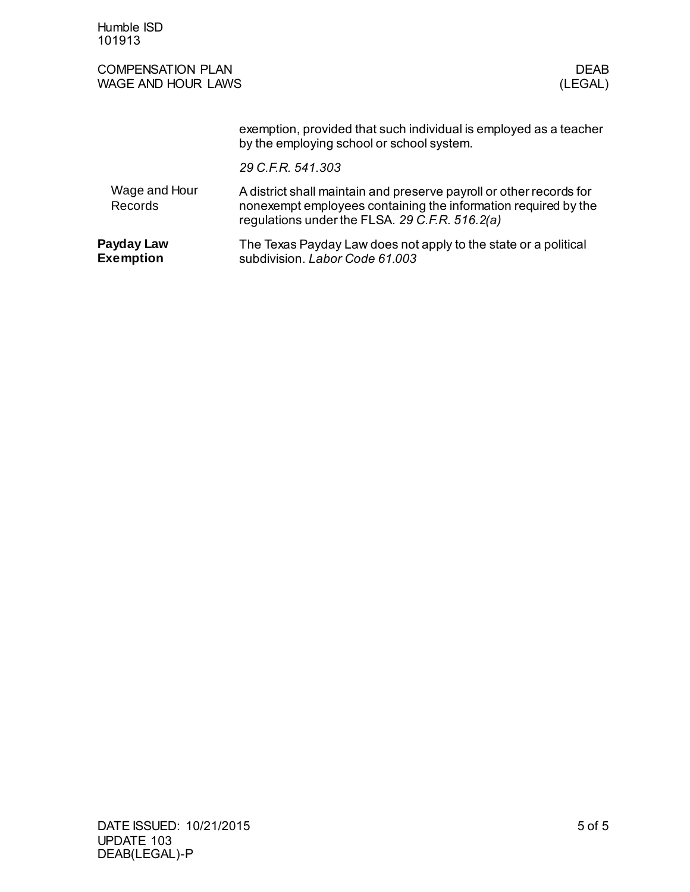exemption, provided that such individual is employed as a teacher by the employing school or school system.

*29 C.F.R. 541.303*

Wage and Hour Records

A district shall maintain and preserve payroll or other records for nonexempt employees containing the information required by the regulations under the FLSA. *29 C.F.R. 516.2(a)*

**Payday Law Exemption**

The Texas Payday Law does not apply to the state or a political subdivision. *Labor Code 61.003*